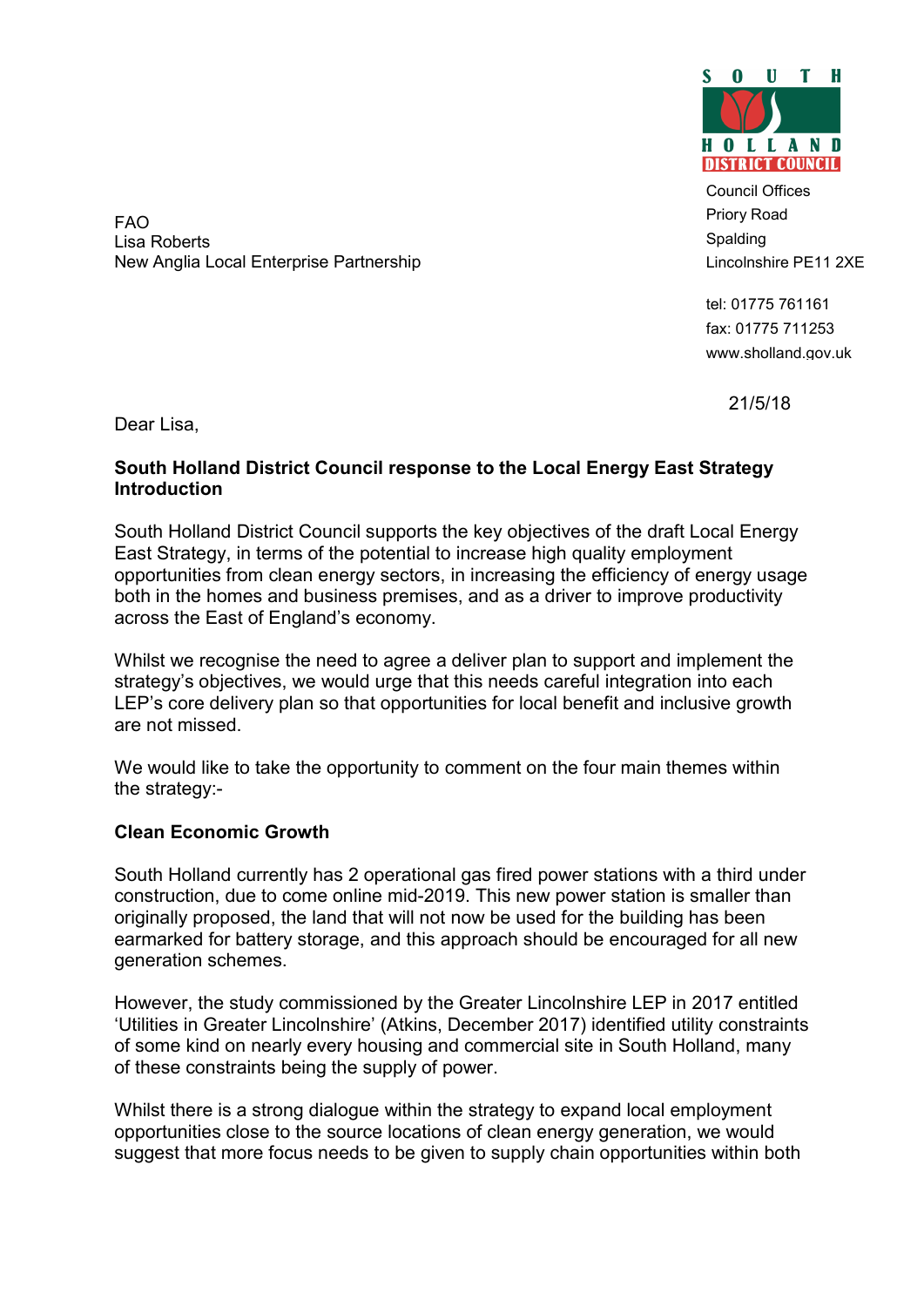**SOUTH HOLLAND DISTRICT COUNCIL**

Council Offices
Priory Road
Spalding
Lincolnshire PE11 2XE

tel: 01775 761161
fax: 01775 711253
www.sholland.gov.uk

FAO
Lisa Roberts
New Anglia Local Enterprise Partnership

21/5/18

Dear Lisa,

**South Holland District Council response to the Local Energy East Strategy Introduction**

South Holland District Council supports the key objectives of the draft Local Energy East Strategy, in terms of the potential to increase high quality employment opportunities from clean energy sectors, in increasing the efficiency of energy usage both in the homes and business premises, and as a driver to improve productivity across the East of England's economy.

Whilst we recognise the need to agree a deliver plan to support and implement the strategy's objectives, we would urge that this needs careful integration into each LEP's core delivery plan so that opportunities for local benefit and inclusive growth are not missed.

We would like to take the opportunity to comment on the four main themes within the strategy:-

**Clean Economic Growth**

South Holland currently has 2 operational gas fired power stations with a third under construction, due to come online mid-2019. This new power station is smaller than originally proposed, the land that will not now be used for the building has been earmarked for battery storage, and this approach should be encouraged for all new generation schemes.

However, the study commissioned by the Greater Lincolnshire LEP in 2017 entitled 'Utilities in Greater Lincolnshire' (Atkins, December 2017) identified utility constraints of some kind on nearly every housing and commercial site in South Holland, many of these constraints being the supply of power.

Whilst there is a strong dialogue within the strategy to expand local employment opportunities close to the source locations of clean energy generation, we would suggest that more focus needs to be given to supply chain opportunities within both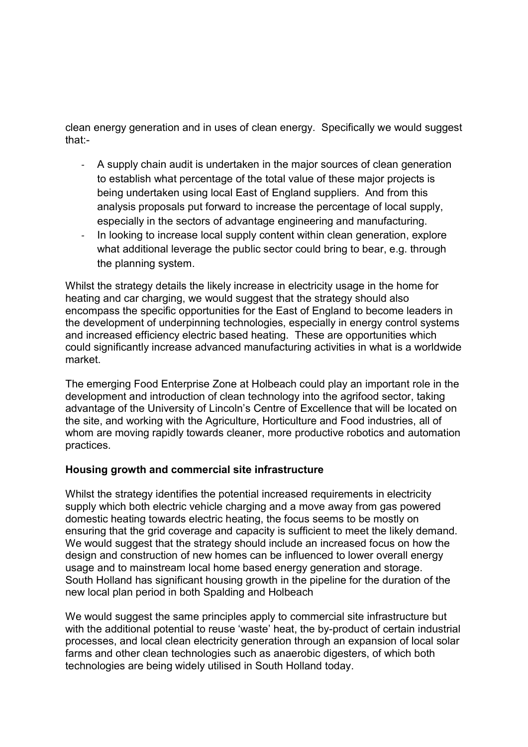clean energy generation and in uses of clean energy. Specifically we would suggest that:-

- A supply chain audit is undertaken in the major sources of clean generation to establish what percentage of the total value of these major projects is being undertaken using local East of England suppliers. And from this analysis proposals put forward to increase the percentage of local supply, especially in the sectors of advantage engineering and manufacturing.
- In looking to increase local supply content within clean generation, explore what additional leverage the public sector could bring to bear, e.g. through the planning system.

Whilst the strategy details the likely increase in electricity usage in the home for heating and car charging, we would suggest that the strategy should also encompass the specific opportunities for the East of England to become leaders in the development of underpinning technologies, especially in energy control systems and increased efficiency electric based heating. These are opportunities which could significantly increase advanced manufacturing activities in what is a worldwide market.

The emerging Food Enterprise Zone at Holbeach could play an important role in the development and introduction of clean technology into the agrifood sector, taking advantage of the University of Lincoln's Centre of Excellence that will be located on the site, and working with the Agriculture, Horticulture and Food industries, all of whom are moving rapidly towards cleaner, more productive robotics and automation practices.

**Housing growth and commercial site infrastructure**

Whilst the strategy identifies the potential increased requirements in electricity supply which both electric vehicle charging and a move away from gas powered domestic heating towards electric heating, the focus seems to be mostly on ensuring that the grid coverage and capacity is sufficient to meet the likely demand. We would suggest that the strategy should include an increased focus on how the design and construction of new homes can be influenced to lower overall energy usage and to mainstream local home based energy generation and storage. South Holland has significant housing growth in the pipeline for the duration of the new local plan period in both Spalding and Holbeach

We would suggest the same principles apply to commercial site infrastructure but with the additional potential to reuse 'waste' heat, the by-product of certain industrial processes, and local clean electricity generation through an expansion of local solar farms and other clean technologies such as anaerobic digesters, of which both technologies are being widely utilised in South Holland today.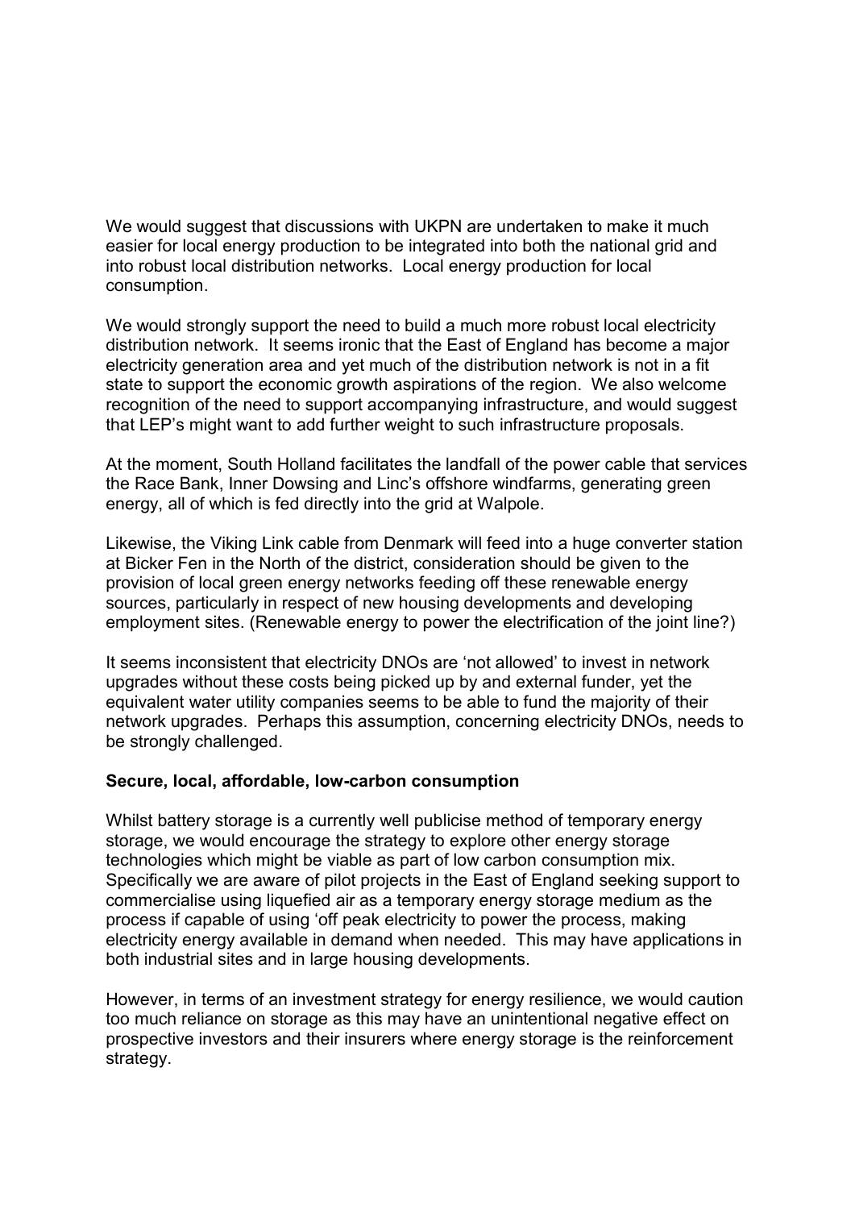We would suggest that discussions with UKPN are undertaken to make it much easier for local energy production to be integrated into both the national grid and into robust local distribution networks. Local energy production for local consumption.

We would strongly support the need to build a much more robust local electricity distribution network. It seems ironic that the East of England has become a major electricity generation area and yet much of the distribution network is not in a fit state to support the economic growth aspirations of the region. We also welcome recognition of the need to support accompanying infrastructure, and would suggest that LEP's might want to add further weight to such infrastructure proposals.

At the moment, South Holland facilitates the landfall of the power cable that services the Race Bank, Inner Dowsing and Linc's offshore windfarms, generating green energy, all of which is fed directly into the grid at Walpole.

Likewise, the Viking Link cable from Denmark will feed into a huge converter station at Bicker Fen in the North of the district, consideration should be given to the provision of local green energy networks feeding off these renewable energy sources, particularly in respect of new housing developments and developing employment sites. (Renewable energy to power the electrification of the joint line?)

It seems inconsistent that electricity DNOs are 'not allowed' to invest in network upgrades without these costs being picked up by and external funder, yet the equivalent water utility companies seems to be able to fund the majority of their network upgrades. Perhaps this assumption, concerning electricity DNOs, needs to be strongly challenged.

**Secure, local, affordable, low-carbon consumption**

Whilst battery storage is a currently well publicise method of temporary energy storage, we would encourage the strategy to explore other energy storage technologies which might be viable as part of low carbon consumption mix. Specifically we are aware of pilot projects in the East of England seeking support to commercialise using liquefied air as a temporary energy storage medium as the process if capable of using 'off peak electricity to power the process, making electricity energy available in demand when needed. This may have applications in both industrial sites and in large housing developments.

However, in terms of an investment strategy for energy resilience, we would caution too much reliance on storage as this may have an unintentional negative effect on prospective investors and their insurers where energy storage is the reinforcement strategy.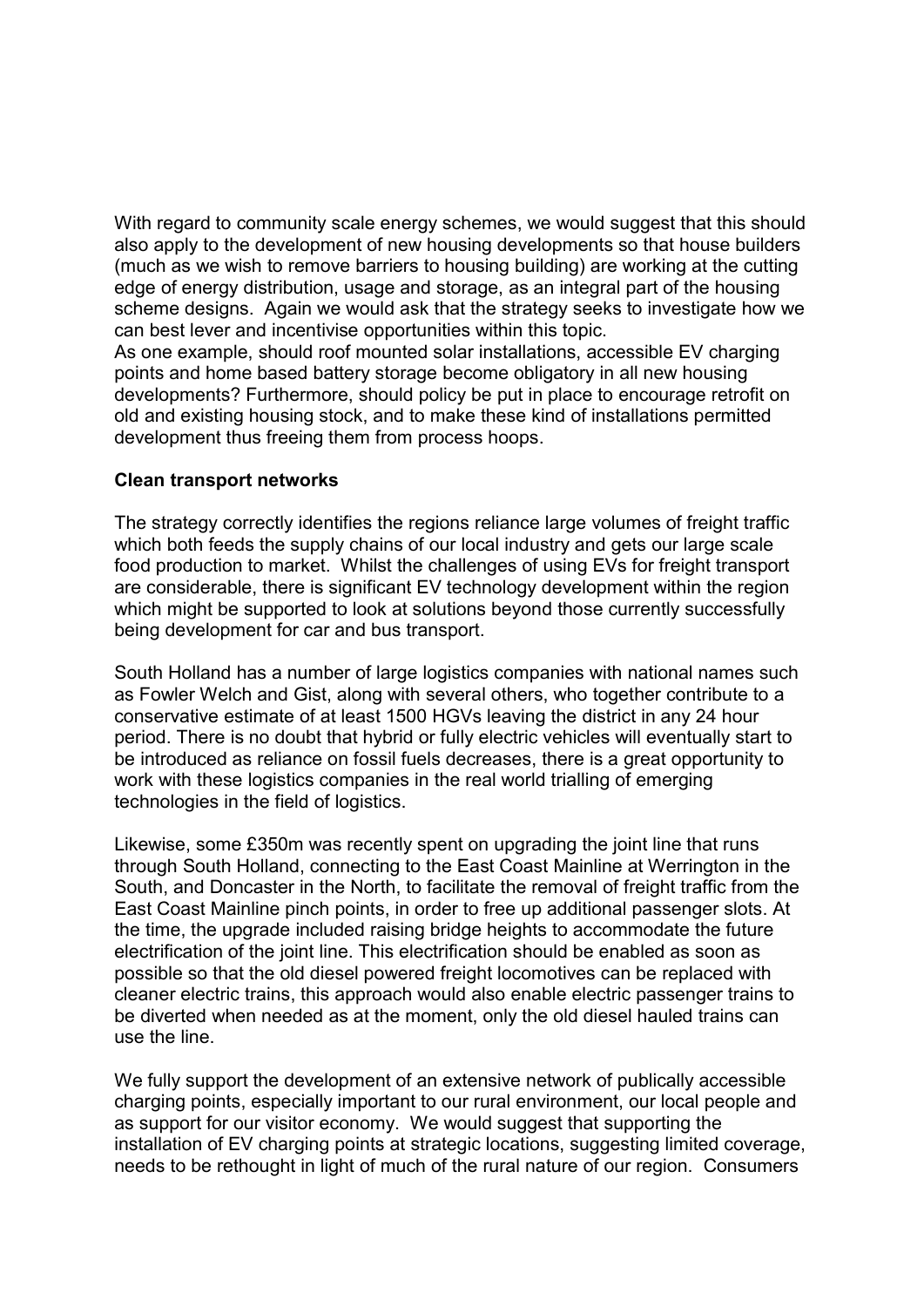With regard to community scale energy schemes, we would suggest that this should also apply to the development of new housing developments so that house builders (much as we wish to remove barriers to housing building) are working at the cutting edge of energy distribution, usage and storage, as an integral part of the housing scheme designs. Again we would ask that the strategy seeks to investigate how we can best lever and incentivise opportunities within this topic.
As one example, should roof mounted solar installations, accessible EV charging points and home based battery storage become obligatory in all new housing developments? Furthermore, should policy be put in place to encourage retrofit on old and existing housing stock, and to make these kind of installations permitted development thus freeing them from process hoops.

**Clean transport networks**

The strategy correctly identifies the regions reliance large volumes of freight traffic which both feeds the supply chains of our local industry and gets our large scale food production to market. Whilst the challenges of using EVs for freight transport are considerable, there is significant EV technology development within the region which might be supported to look at solutions beyond those currently successfully being development for car and bus transport.

South Holland has a number of large logistics companies with national names such as Fowler Welch and Gist, along with several others, who together contribute to a conservative estimate of at least 1500 HGVs leaving the district in any 24 hour period. There is no doubt that hybrid or fully electric vehicles will eventually start to be introduced as reliance on fossil fuels decreases, there is a great opportunity to work with these logistics companies in the real world trialling of emerging technologies in the field of logistics.

Likewise, some £350m was recently spent on upgrading the joint line that runs through South Holland, connecting to the East Coast Mainline at Werrington in the South, and Doncaster in the North, to facilitate the removal of freight traffic from the East Coast Mainline pinch points, in order to free up additional passenger slots. At the time, the upgrade included raising bridge heights to accommodate the future electrification of the joint line. This electrification should be enabled as soon as possible so that the old diesel powered freight locomotives can be replaced with cleaner electric trains, this approach would also enable electric passenger trains to be diverted when needed as at the moment, only the old diesel hauled trains can use the line.

We fully support the development of an extensive network of publically accessible charging points, especially important to our rural environment, our local people and as support for our visitor economy. We would suggest that supporting the installation of EV charging points at strategic locations, suggesting limited coverage, needs to be rethought in light of much of the rural nature of our region. Consumers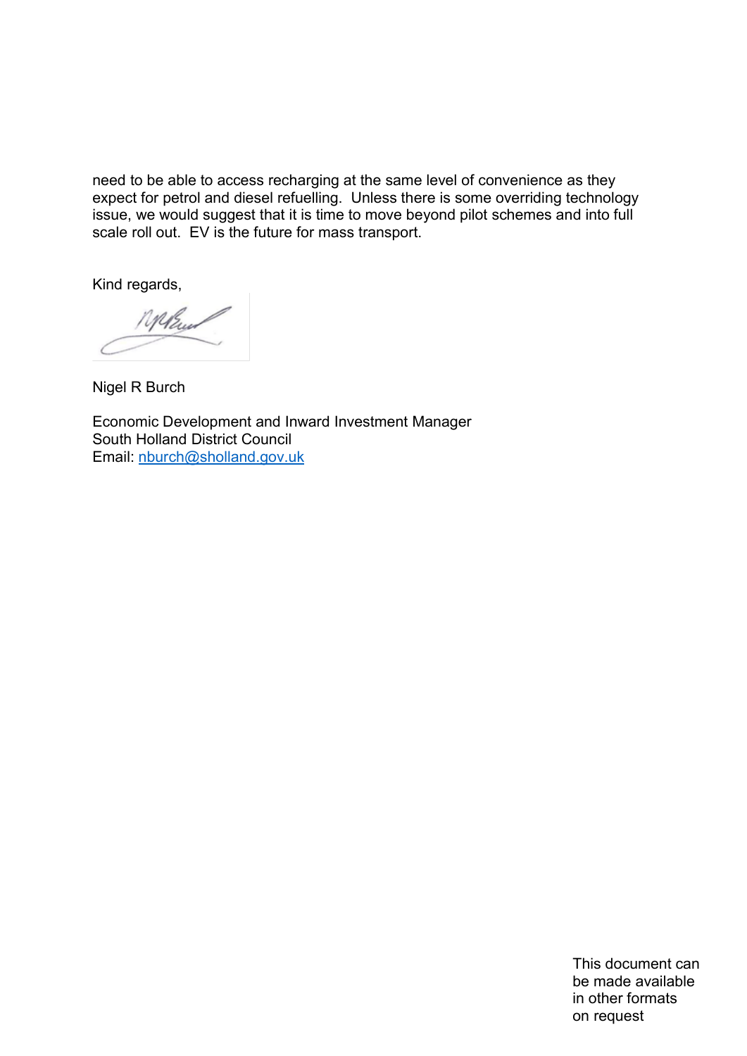need to be able to access recharging at the same level of convenience as they expect for petrol and diesel refuelling. Unless there is some overriding technology issue, we would suggest that it is time to move beyond pilot schemes and into full scale roll out. EV is the future for mass transport.

Kind regards,

Nigel R Burch

Economic Development and Inward Investment Manager
South Holland District Council
Email: [nburch@sholland.gov.uk](mailto:nburch@sholland.gov.uk)

This document can be made available in other formats on request